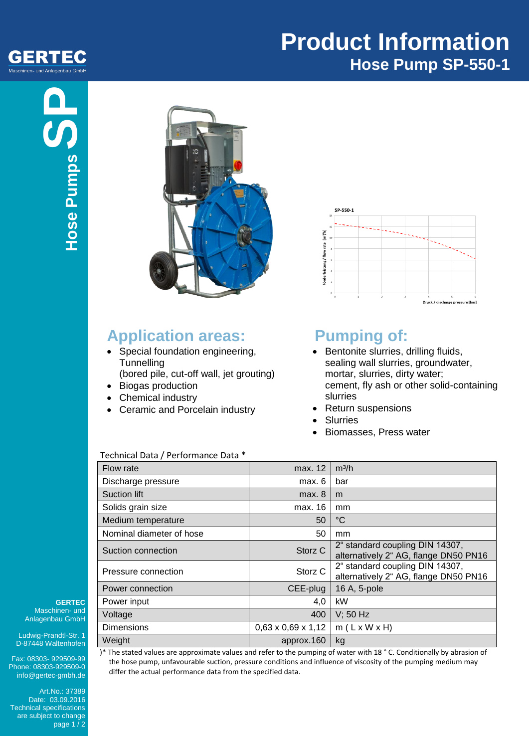# Product Information

## Hose Pump SP-550-1

GERTEC
Maschinen- und Anlagenbau GmbH

Hose Pumps SP

## Application areas:

- Special foundation engineering, Tunnelling
  (bored pile, cut-off wall, jet grouting)
- Biogas production
- Chemical industry
- Ceramic and Porcelain industry

## Pumping of:

- Bentonite slurries, drilling fluids, sealing wall slurries, groundwater, mortar, slurries, dirty water; cement, fly ash or other solid-containing slurries
- Return suspensions
- Slurries
- Biomasses, Press water

Technical Data / Performance Data *

| Parameter | Value | Unit |
|---|---|---|
| Flow rate | max. 12 | m³/h |
| Discharge pressure | max. 6 | bar |
| Suction lift | max. 8 | m |
| Solids grain size | max. 16 | mm |
| Medium temperature | 50 | °C |
| Nominal diameter of hose | 50 | mm |
| Suction connection | Storz C | 2“ standard coupling DIN 14307, alternatively 2“ AG, flange DN50 PN16 |
| Pressure connection | Storz C | 2“ standard coupling DIN 14307, alternatively 2“ AG, flange DN50 PN16 |
| Power connection | CEE-plug | 16 A, 5-pole |
| Power input | 4,0 | kW |
| Voltage | 400 | V; 50 Hz |
| Dimensions | 0,63 x 0,69 x 1,12 | m ( L x W x H) |
| Weight | approx.160 | kg |

)* The stated values are approximate values and refer to the pumping of water with 18 ° C. Conditionally by abrasion of the hose pump, unfavourable suction, pressure conditions and influence of viscosity of the pumping medium may differ the actual performance data from the specified data.

**GERTEC**
Maschinen- und Anlagenbau GmbH

Ludwig-Prandtl-Str. 1
D-87448 Waltenhofen

Fax: 08303- 929509-99
Phone: 08303-929509-0
info@gertec-gmbh.de

Art.No.: 37389
Date: 03.09.2016
Technical specifications are subject to change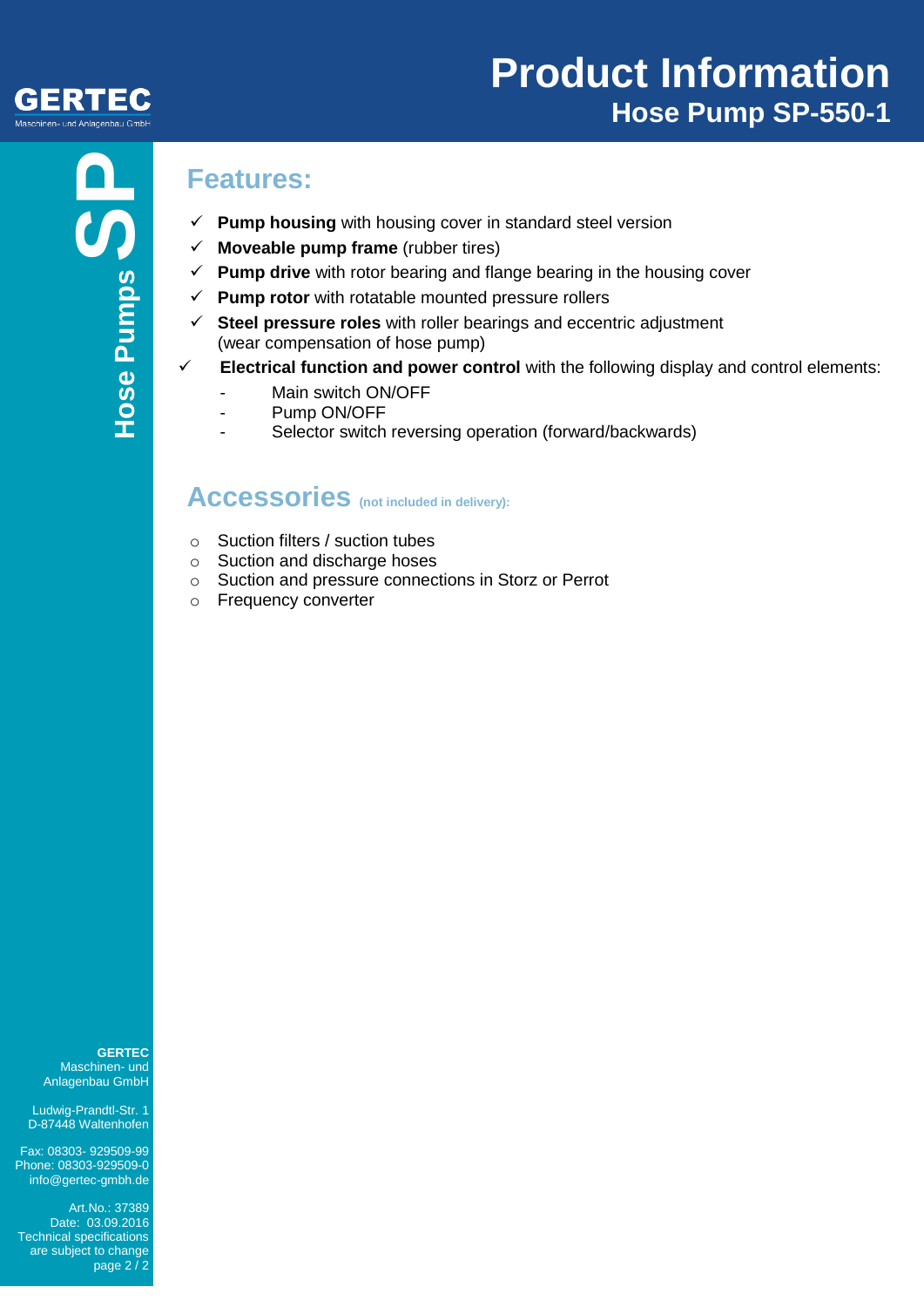## Features:

- ✓ **Pump housing** with housing cover in standard steel version
- ✓ **Moveable pump frame** (rubber tires)
- ✓ **Pump drive** with rotor bearing and flange bearing in the housing cover
- ✓ **Pump rotor** with rotatable mounted pressure rollers
- ✓ **Steel pressure roles** with roller bearings and eccentric adjustment (wear compensation of hose pump)
- ✓ **Electrical function and power control** with the following display and control elements:
  - Main switch ON/OFF
  - Pump ON/OFF
  - Selector switch reversing operation (forward/backwards)

## Accessories (not included in delivery):

- Suction filters / suction tubes
- Suction and discharge hoses
- Suction and pressure connections in Storz or Perrot
- Frequency converter

**GERTEC**
Maschinen- und Anlagenbau GmbH

Ludwig-Prandtl-Str. 1
D-87448 Waltenhofen

Fax: 08303- 929509-99
Phone: 08303-929509-0
info@gertec-gmbh.de

Art.No.: 37389
Date: 03.09.2016
Technical specifications are subject to change